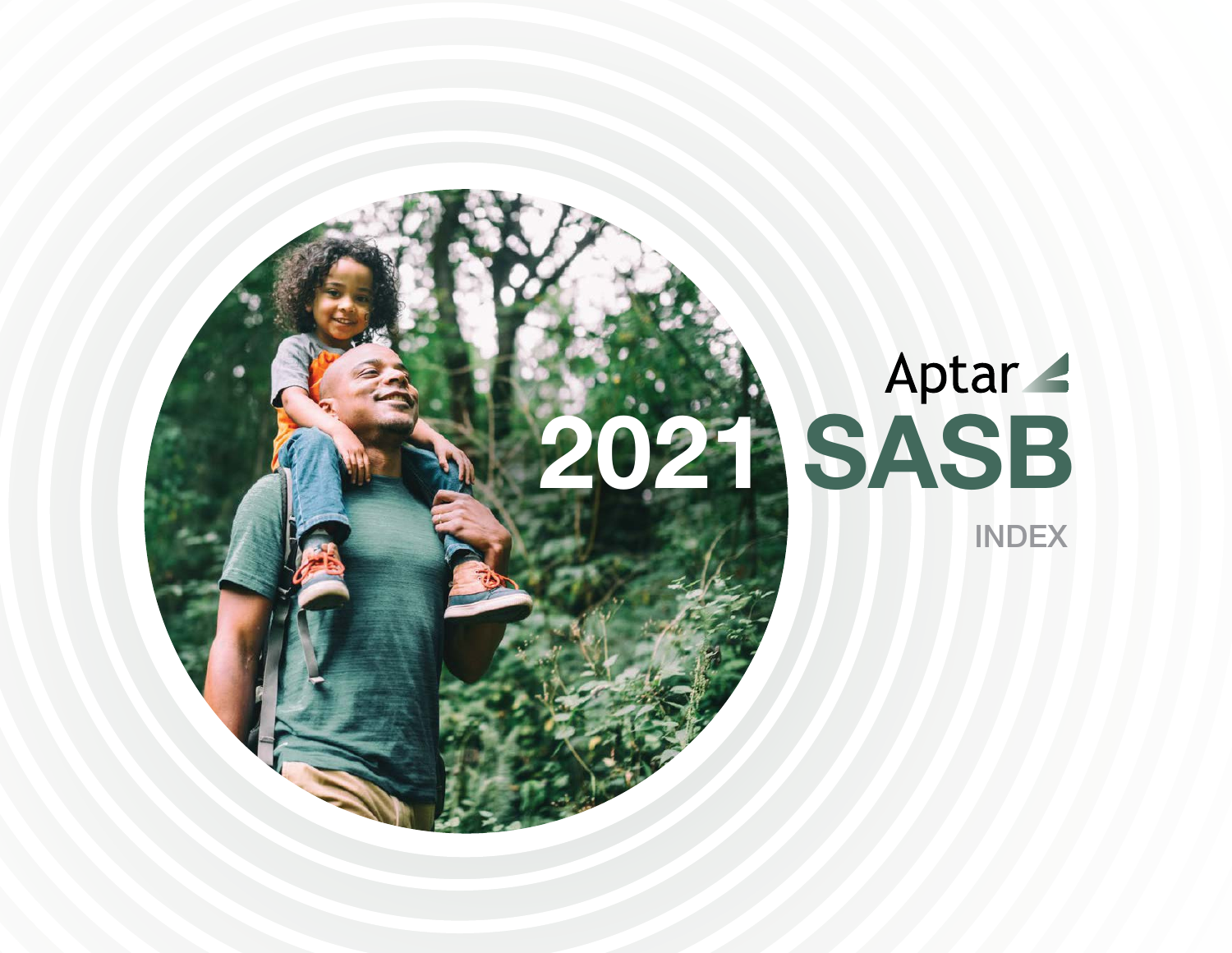Aptar

# 2021 SASB

INDEX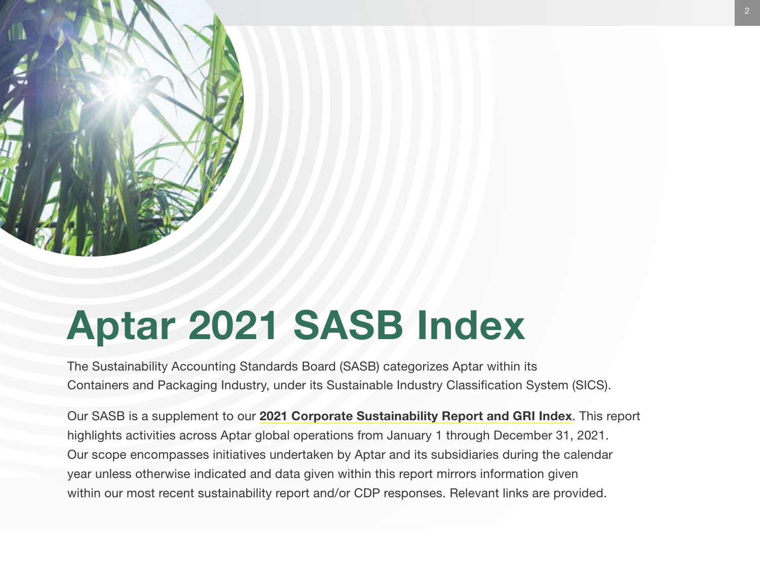# Aptar 2021 SASB Index

The Sustainability Accounting Standards Board (SASB) categorizes Aptar within its Containers and Packaging Industry, under its Sustainable Industry Classification System (SICS).

Our SASB is a supplement to our **2021 Corporate Sustainability Report and GRI Index**. This report highlights activities across Aptar global operations from January 1 through December 31, 2021. Our scope encompasses initiatives undertaken by Aptar and its subsidiaries during the calendar year unless otherwise indicated and data given within this report mirrors information given within our most recent sustainability report and/or CDP responses. Relevant links are provided.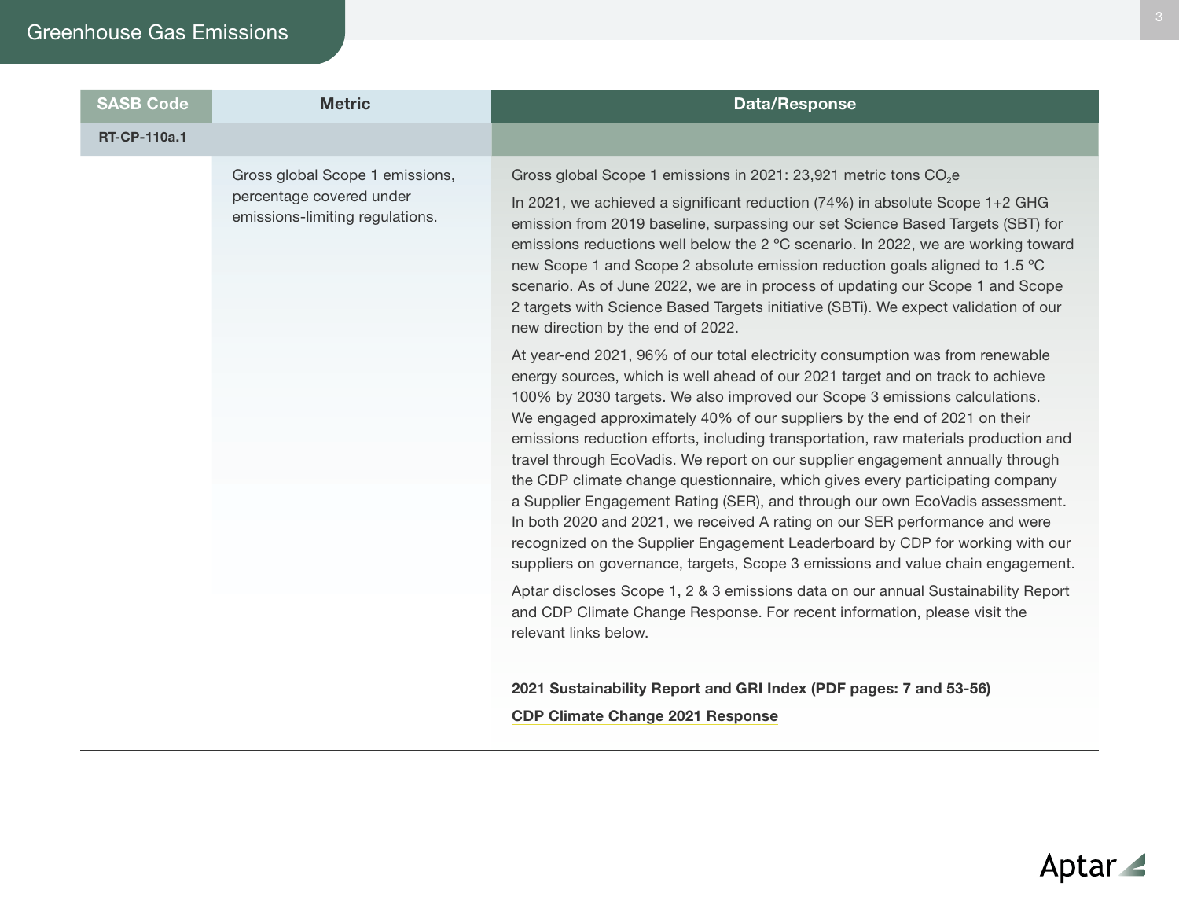# Greenhouse Gas Emissions

| SASB Code | Metric | Data/Response |
|---|---|---|
| RT-CP-110a.1 | | |
| | Gross global Scope 1 emissions, percentage covered under emissions-limiting regulations. | Gross global Scope 1 emissions in 2021: 23,921 metric tons $CO_2e$<br><br>In 2021, we achieved a significant reduction (74%) in absolute Scope 1+2 GHG emission from 2019 baseline, surpassing our set Science Based Targets (SBT) for emissions reductions well below the 2 ºC scenario. In 2022, we are working toward new Scope 1 and Scope 2 absolute emission reduction goals aligned to 1.5 ºC scenario. As of June 2022, we are in process of updating our Scope 1 and Scope 2 targets with Science Based Targets initiative (SBTi). We expect validation of our new direction by the end of 2022.<br><br>At year-end 2021, 96% of our total electricity consumption was from renewable energy sources, which is well ahead of our 2021 target and on track to achieve 100% by 2030 targets. We also improved our Scope 3 emissions calculations. We engaged approximately 40% of our suppliers by the end of 2021 on their emissions reduction efforts, including transportation, raw materials production and travel through EcoVadis. We report on our supplier engagement annually through the CDP climate change questionnaire, which gives every participating company a Supplier Engagement Rating (SER), and through our own EcoVadis assessment. In both 2020 and 2021, we received A rating on our SER performance and were recognized on the Supplier Engagement Leaderboard by CDP for working with our suppliers on governance, targets, Scope 3 emissions and value chain engagement.<br><br>Aptar discloses Scope 1, 2 & 3 emissions data on our annual Sustainability Report and CDP Climate Change Response. For recent information, please visit the relevant links below.<br><br>**2021 Sustainability Report and GRI Index (PDF pages: 7 and 53-56)**<br><br>**CDP Climate Change 2021 Response** |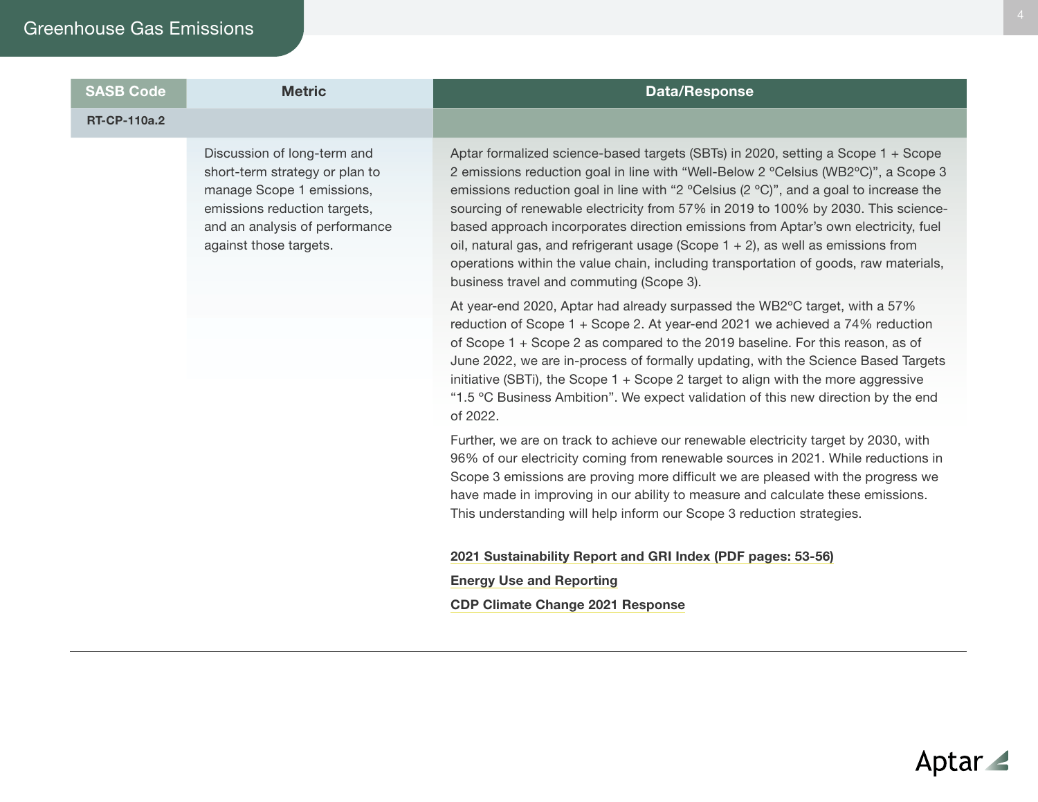# Greenhouse Gas Emissions

| SASB Code | Metric | Data/Response |
|---|---|---|
| RT-CP-110a.2 | | |
| | Discussion of long-term and short-term strategy or plan to manage Scope 1 emissions, emissions reduction targets, and an analysis of performance against those targets. | Aptar formalized science-based targets (SBTs) in 2020, setting a Scope 1 + Scope 2 emissions reduction goal in line with "Well-Below 2 °Celsius (WB2°C)", a Scope 3 emissions reduction goal in line with "2 °Celsius (2 °C)", and a goal to increase the sourcing of renewable electricity from 57% in 2019 to 100% by 2030. This science-based approach incorporates direction emissions from Aptar's own electricity, fuel oil, natural gas, and refrigerant usage (Scope 1 + 2), as well as emissions from operations within the value chain, including transportation of goods, raw materials, business travel and commuting (Scope 3).<br><br>At year-end 2020, Aptar had already surpassed the WB2°C target, with a 57% reduction of Scope 1 + Scope 2. At year-end 2021 we achieved a 74% reduction of Scope 1 + Scope 2 as compared to the 2019 baseline. For this reason, as of June 2022, we are in-process of formally updating, with the Science Based Targets initiative (SBTi), the Scope 1 + Scope 2 target to align with the more aggressive "1.5 °C Business Ambition". We expect validation of this new direction by the end of 2022.<br><br>Further, we are on track to achieve our renewable electricity target by 2030, with 96% of our electricity coming from renewable sources in 2021. While reductions in Scope 3 emissions are proving more difficult we are pleased with the progress we have made in improving in our ability to measure and calculate these emissions. This understanding will help inform our Scope 3 reduction strategies.<br><br>**2021 Sustainability Report and GRI Index (PDF pages: 53-56)**<br><br>**Energy Use and Reporting**<br><br>**CDP Climate Change 2021 Response** |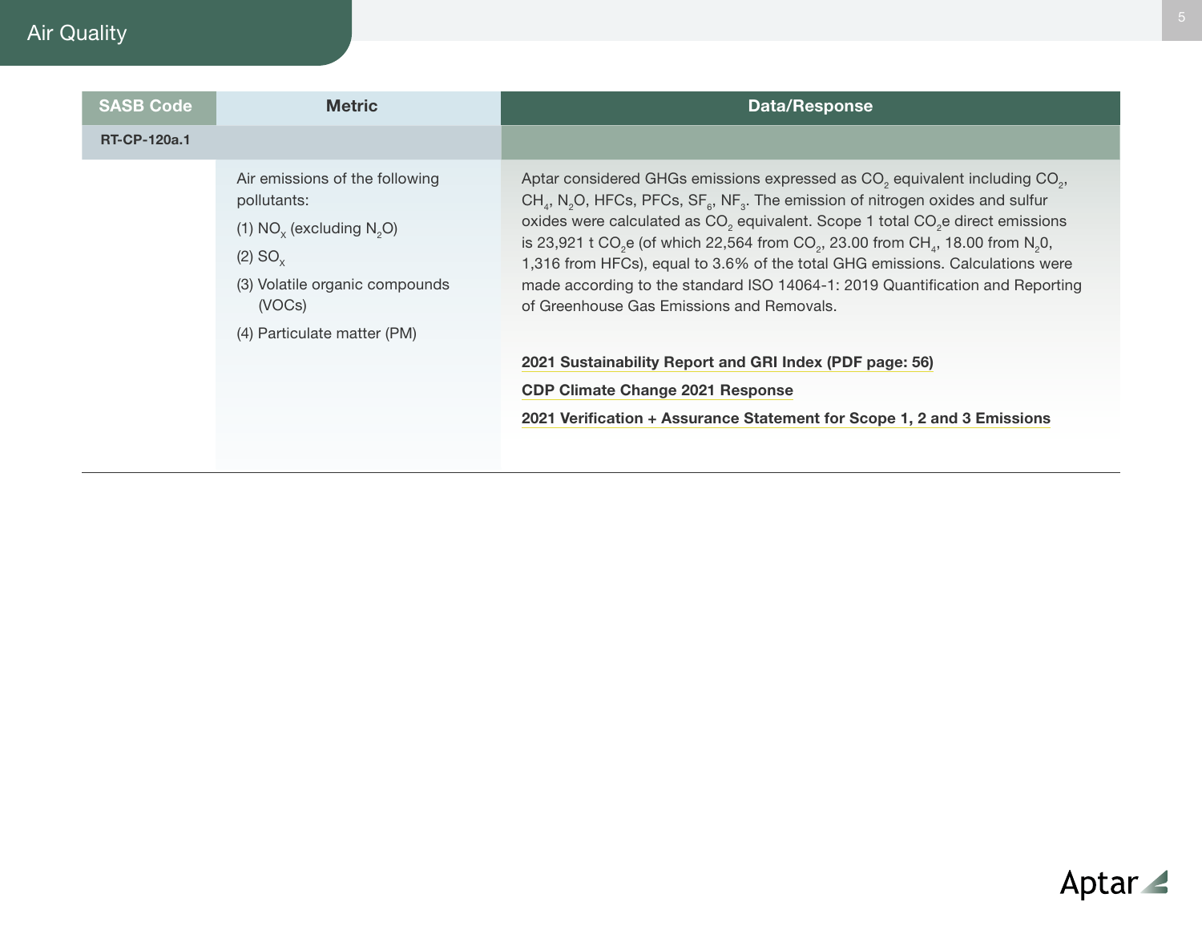# Air Quality

| SASB Code | Metric | Data/Response |
|---|---|---|
| RT-CP-120a.1 | | |
| | Air emissions of the following pollutants:<br>(1) $NO_x$ (excluding $N_2O$)<br>(2) $SO_x$<br>(3) Volatile organic compounds (VOCs)<br>(4) Particulate matter (PM) | Aptar considered GHGs emissions expressed as $CO_2$ equivalent including $CO_2$, $CH_4$, $N_2O$, HFCs, PFCs, $SF_6$, $NF_3$. The emission of nitrogen oxides and sulfur oxides were calculated as $CO_2$ equivalent. Scope 1 total $CO_2e$ direct emissions is 23,921 t $CO_2e$ (of which 22,564 from $CO_2$, 23.00 from $CH_4$, 18.00 from $N_20$, 1,316 from HFCs), equal to 3.6% of the total GHG emissions. Calculations were made according to the standard ISO 14064-1: 2019 Quantification and Reporting of Greenhouse Gas Emissions and Removals.<br><br>**2021 Sustainability Report and GRI Index (PDF page: 56)**<br>**CDP Climate Change 2021 Response**<br>**2021 Verification + Assurance Statement for Scope 1, 2 and 3 Emissions** |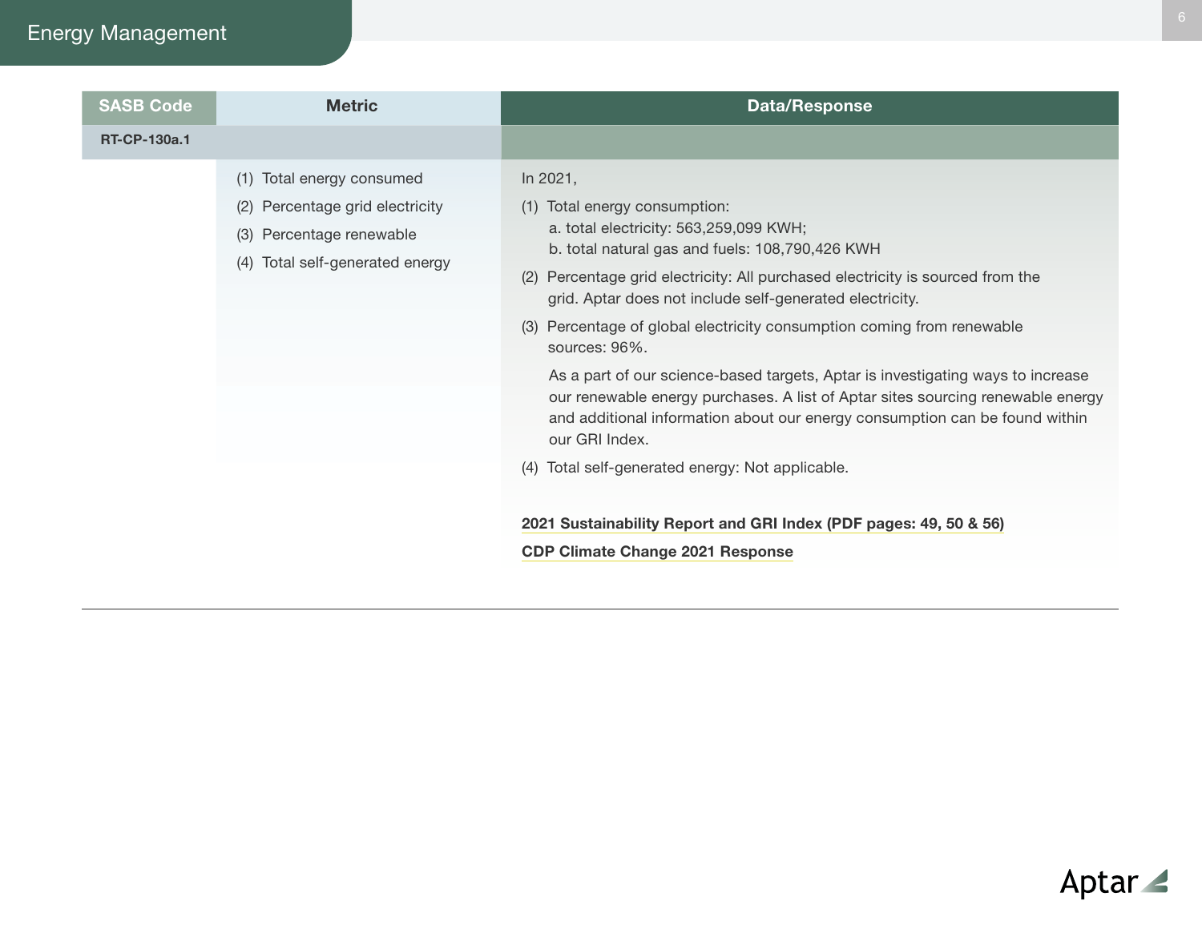# Energy Management

| SASB Code | Metric | Data/Response |
|---|---|---|
| **RT-CP-130a.1** | | |
| | (1) Total energy consumed<br>(2) Percentage grid electricity<br>(3) Percentage renewable<br>(4) Total self-generated energy | In 2021,<br>(1) Total energy consumption:<br>a. total electricity: 563,259,099 KWH;<br>b. total natural gas and fuels: 108,790,426 KWH<br>(2) Percentage grid electricity: All purchased electricity is sourced from the grid. Aptar does not include self-generated electricity.<br>(3) Percentage of global electricity consumption coming from renewable sources: 96%.<br>As a part of our science-based targets, Aptar is investigating ways to increase our renewable energy purchases. A list of Aptar sites sourcing renewable energy and additional information about our energy consumption can be found within our GRI Index.<br>(4) Total self-generated energy: Not applicable.<br><br>**2021 Sustainability Report and GRI Index (PDF pages: 49, 50 & 56)**<br>**CDP Climate Change 2021 Response** |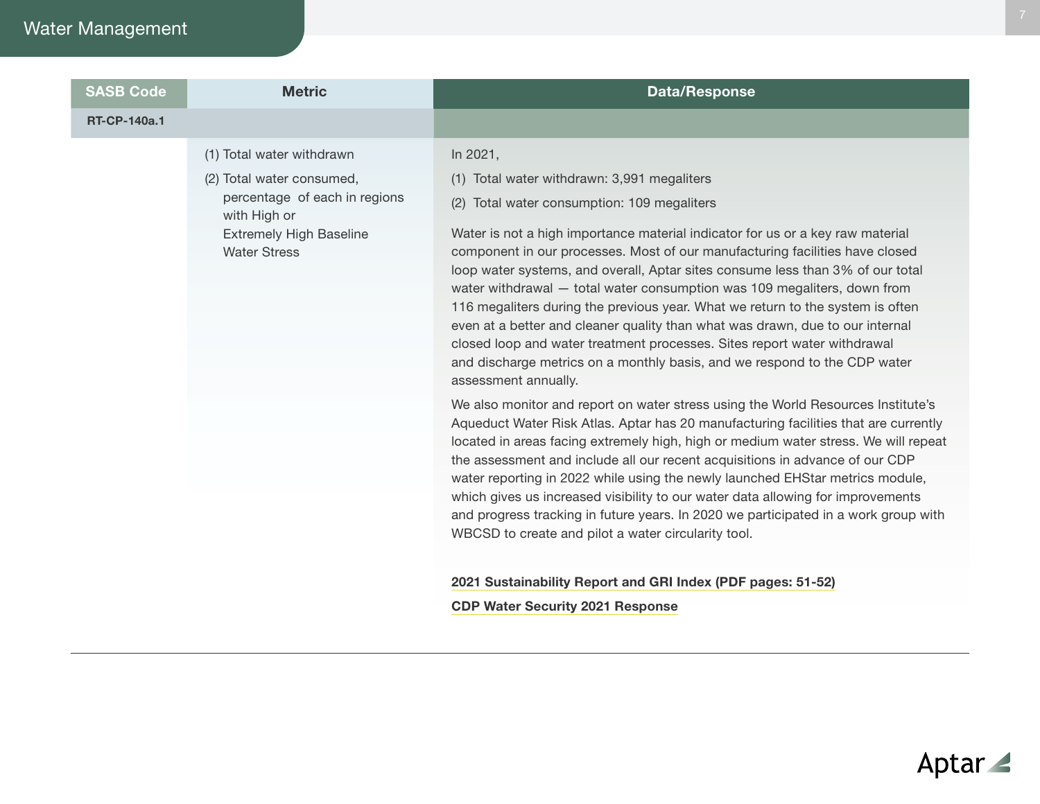# Water Management

| SASB Code | Metric | Data/Response |
|---|---|---|
| RT-CP-140a.1 | | |
| | (1) Total water withdrawn<br><br>(2) Total water consumed, percentage of each in regions with High or Extremely High Baseline Water Stress | In 2021,<br><br>(1) Total water withdrawn: 3,991 megaliters<br><br>(2) Total water consumption: 109 megaliters<br><br>Water is not a high importance material indicator for us or a key raw material component in our processes. Most of our manufacturing facilities have closed loop water systems, and overall, Aptar sites consume less than 3% of our total water withdrawal — total water consumption was 109 megaliters, down from 116 megaliters during the previous year. What we return to the system is often even at a better and cleaner quality than what was drawn, due to our internal closed loop and water treatment processes. Sites report water withdrawal and discharge metrics on a monthly basis, and we respond to the CDP water assessment annually.<br><br>We also monitor and report on water stress using the World Resources Institute's Aqueduct Water Risk Atlas. Aptar has 20 manufacturing facilities that are currently located in areas facing extremely high, high or medium water stress. We will repeat the assessment and include all our recent acquisitions in advance of our CDP water reporting in 2022 while using the newly launched EHStar metrics module, which gives us increased visibility to our water data allowing for improvements and progress tracking in future years. In 2020 we participated in a work group with WBCSD to create and pilot a water circularity tool.<br><br>**2021 Sustainability Report and GRI Index (PDF pages: 51-52)**<br><br>**CDP Water Security 2021 Response** |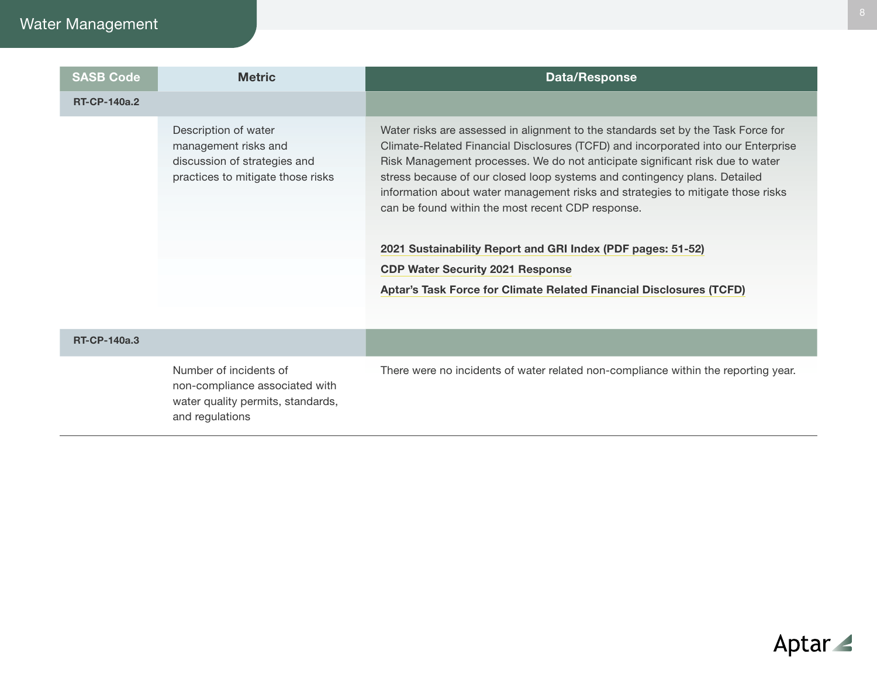## Water Management

| SASB Code | Metric | Data/Response |
|---|---|---|
| **RT-CP-140a.2** | | |
| | Description of water management risks and discussion of strategies and practices to mitigate those risks | Water risks are assessed in alignment to the standards set by the Task Force for Climate-Related Financial Disclosures (TCFD) and incorporated into our Enterprise Risk Management processes. We do not anticipate significant risk due to water stress because of our closed loop systems and contingency plans. Detailed information about water management risks and strategies to mitigate those risks can be found within the most recent CDP response.<br><br>**2021 Sustainability Report and GRI Index (PDF pages: 51-52)**<br>**CDP Water Security 2021 Response**<br>**Aptar's Task Force for Climate Related Financial Disclosures (TCFD)** |
| **RT-CP-140a.3** | | |
| | Number of incidents of non-compliance associated with water quality permits, standards, and regulations | There were no incidents of water related non-compliance within the reporting year. |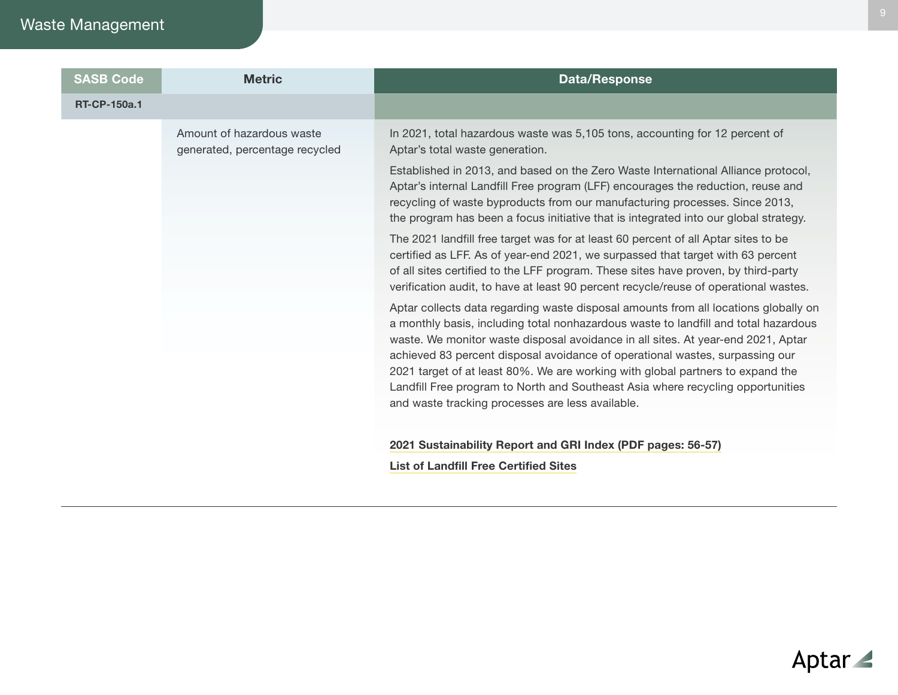# Waste Management

| SASB Code | Metric | Data/Response |
|---|---|---|
| RT-CP-150a.1 | | |
| | Amount of hazardous waste generated, percentage recycled | In 2021, total hazardous waste was 5,105 tons, accounting for 12 percent of Aptar's total waste generation.<br><br>Established in 2013, and based on the Zero Waste International Alliance protocol, Aptar's internal Landfill Free program (LFF) encourages the reduction, reuse and recycling of waste byproducts from our manufacturing processes. Since 2013, the program has been a focus initiative that is integrated into our global strategy.<br><br>The 2021 landfill free target was for at least 60 percent of all Aptar sites to be certified as LFF. As of year-end 2021, we surpassed that target with 63 percent of all sites certified to the LFF program. These sites have proven, by third-party verification audit, to have at least 90 percent recycle/reuse of operational wastes.<br><br>Aptar collects data regarding waste disposal amounts from all locations globally on a monthly basis, including total nonhazardous waste to landfill and total hazardous waste. We monitor waste disposal avoidance in all sites. At year-end 2021, Aptar achieved 83 percent disposal avoidance of operational wastes, surpassing our 2021 target of at least 80%. We are working with global partners to expand the Landfill Free program to North and Southeast Asia where recycling opportunities and waste tracking processes are less available.<br><br>**2021 Sustainability Report and GRI Index (PDF pages: 56-57)**<br><br>**List of Landfill Free Certified Sites** |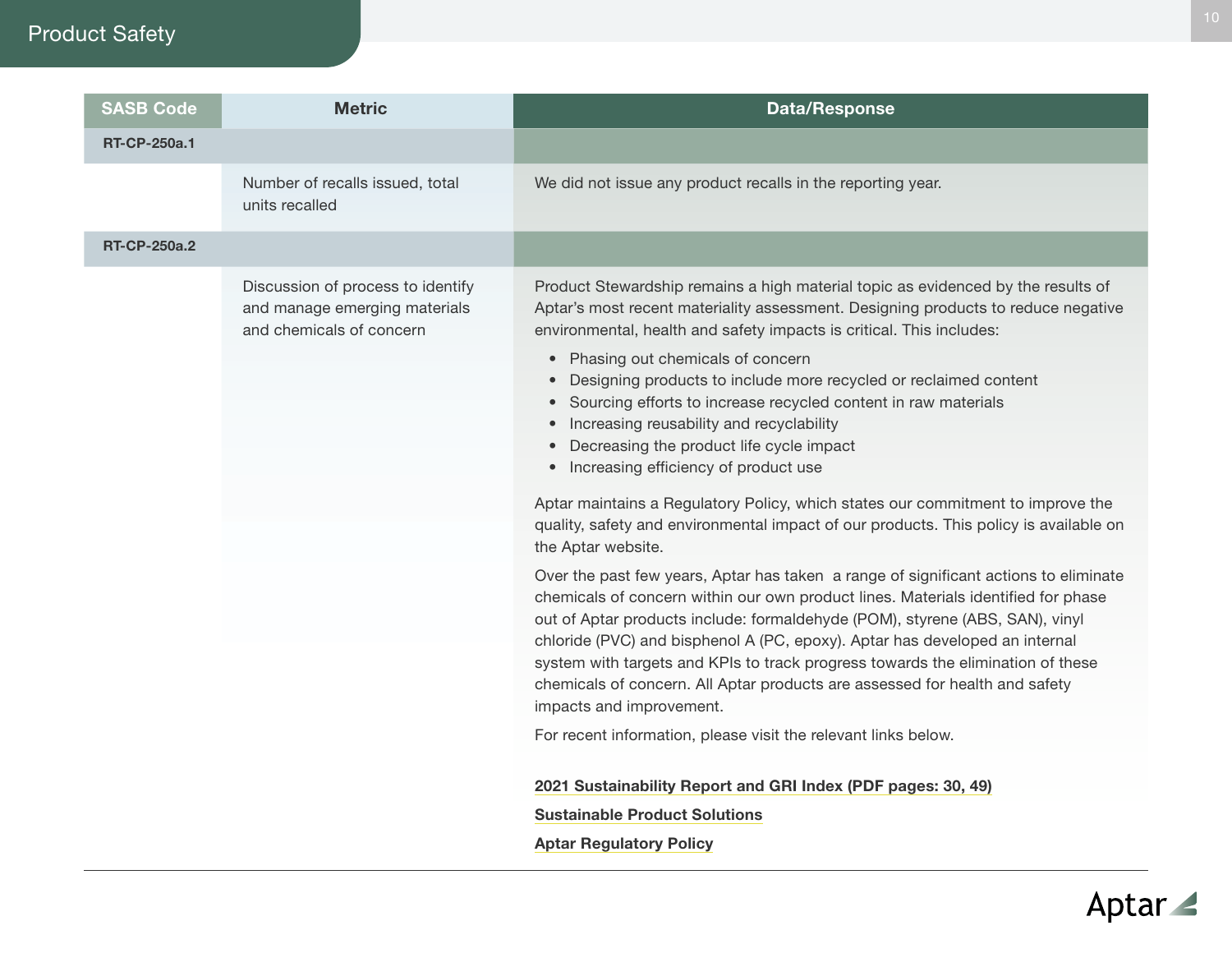# Product Safety

| SASB Code | Metric | Data/Response |
|---|---|---|
| **RT-CP-250a.1** | | |
| | Number of recalls issued, total units recalled | We did not issue any product recalls in the reporting year. |
| **RT-CP-250a.2** | | |
| | Discussion of process to identify and manage emerging materials and chemicals of concern | Product Stewardship remains a high material topic as evidenced by the results of Aptar's most recent materiality assessment. Designing products to reduce negative environmental, health and safety impacts is critical. This includes:<br>• Phasing out chemicals of concern<br>• Designing products to include more recycled or reclaimed content<br>• Sourcing efforts to increase recycled content in raw materials<br>• Increasing reusability and recyclability<br>• Decreasing the product life cycle impact<br>• Increasing efficiency of product use<br><br>Aptar maintains a Regulatory Policy, which states our commitment to improve the quality, safety and environmental impact of our products. This policy is available on the Aptar website.<br><br>Over the past few years, Aptar has taken a range of significant actions to eliminate chemicals of concern within our own product lines. Materials identified for phase out of Aptar products include: formaldehyde (POM), styrene (ABS, SAN), vinyl chloride (PVC) and bisphenol A (PC, epoxy). Aptar has developed an internal system with targets and KPIs to track progress towards the elimination of these chemicals of concern. All Aptar products are assessed for health and safety impacts and improvement.<br><br>For recent information, please visit the relevant links below.<br><br>**2021 Sustainability Report and GRI Index (PDF pages: 30, 49)**<br>**Sustainable Product Solutions**<br>**Aptar Regulatory Policy** |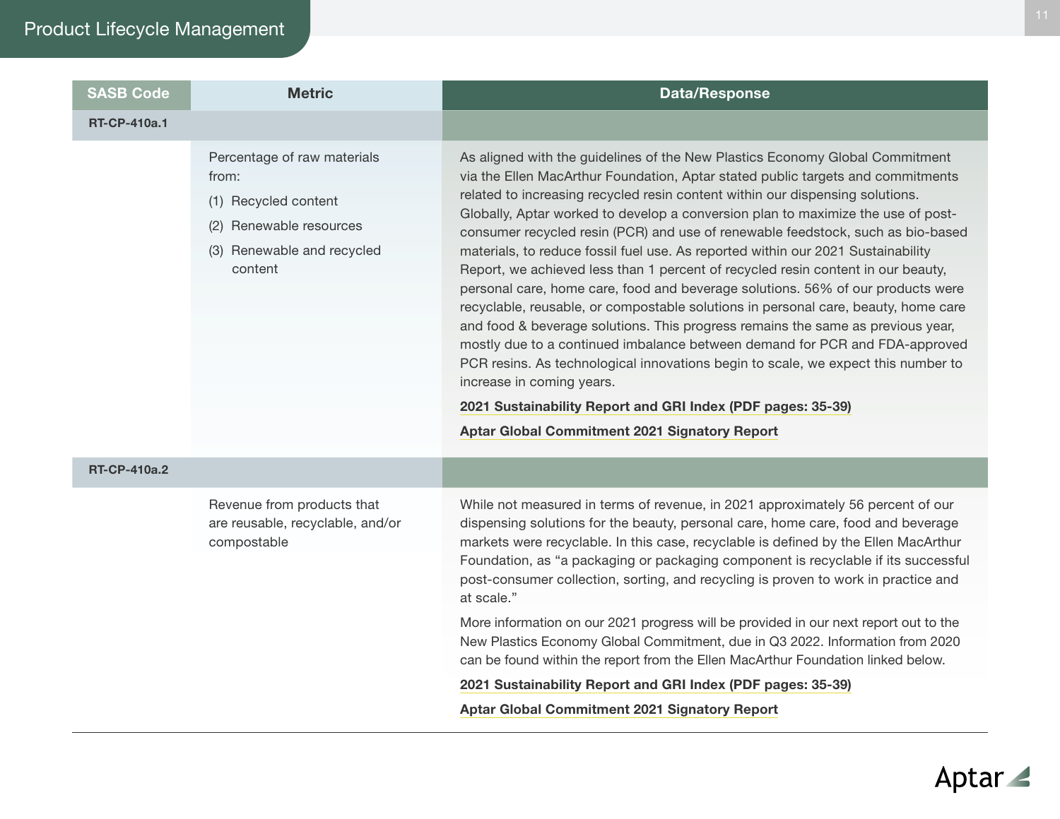## Product Lifecycle Management

| SASB Code | Metric | Data/Response |
|---|---|---|
| **RT-CP-410a.1** | | |
| | Percentage of raw materials from:<br>(1) Recycled content<br>(2) Renewable resources<br>(3) Renewable and recycled content | As aligned with the guidelines of the New Plastics Economy Global Commitment via the Ellen MacArthur Foundation, Aptar stated public targets and commitments related to increasing recycled resin content within our dispensing solutions. Globally, Aptar worked to develop a conversion plan to maximize the use of post-consumer recycled resin (PCR) and use of renewable feedstock, such as bio-based materials, to reduce fossil fuel use. As reported within our 2021 Sustainability Report, we achieved less than 1 percent of recycled resin content in our beauty, personal care, home care, food and beverage solutions. 56% of our products were recyclable, reusable, or compostable solutions in personal care, beauty, home care and food & beverage solutions. This progress remains the same as previous year, mostly due to a continued imbalance between demand for PCR and FDA-approved PCR resins. As technological innovations begin to scale, we expect this number to increase in coming years.<br>**2021 Sustainability Report and GRI Index (PDF pages: 35-39)**<br>**Aptar Global Commitment 2021 Signatory Report** |
| **RT-CP-410a.2** | | |
| | Revenue from products that are reusable, recyclable, and/or compostable | While not measured in terms of revenue, in 2021 approximately 56 percent of our dispensing solutions for the beauty, personal care, home care, food and beverage markets were recyclable. In this case, recyclable is defined by the Ellen MacArthur Foundation, as "a packaging or packaging component is recyclable if its successful post-consumer collection, sorting, and recycling is proven to work in practice and at scale."<br>More information on our 2021 progress will be provided in our next report out to the New Plastics Economy Global Commitment, due in Q3 2022. Information from 2020 can be found within the report from the Ellen MacArthur Foundation linked below.<br>**2021 Sustainability Report and GRI Index (PDF pages: 35-39)**<br>**Aptar Global Commitment 2021 Signatory Report** |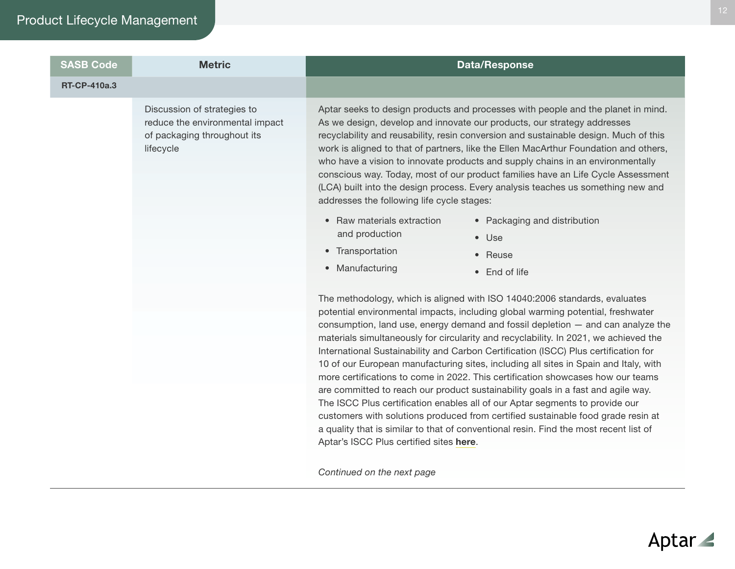## Product Lifecycle Management

| SASB Code | Metric | Data/Response |
|---|---|---|
| RT-CP-410a.3 | | |
| | Discussion of strategies to reduce the environmental impact of packaging throughout its lifecycle | Aptar seeks to design products and processes with people and the planet in mind. As we design, develop and innovate our products, our strategy addresses recyclability and reusability, resin conversion and sustainable design. Much of this work is aligned to that of partners, like the Ellen MacArthur Foundation and others, who have a vision to innovate products and supply chains in an environmentally conscious way. Today, most of our product families have an Life Cycle Assessment (LCA) built into the design process. Every analysis teaches us something new and addresses the following life cycle stages:<br><br>• Raw materials extraction and production<br>• Transportation<br>• Manufacturing<br>• Packaging and distribution<br>• Use<br>• Reuse<br>• End of life<br><br>The methodology, which is aligned with ISO 14040:2006 standards, evaluates potential environmental impacts, including global warming potential, freshwater consumption, land use, energy demand and fossil depletion — and can analyze the materials simultaneously for circularity and recyclability. In 2021, we achieved the International Sustainability and Carbon Certification (ISCC) Plus certification for 10 of our European manufacturing sites, including all sites in Spain and Italy, with more certifications to come in 2022. This certification showcases how our teams are committed to reach our product sustainability goals in a fast and agile way. The ISCC Plus certification enables all of our Aptar segments to provide our customers with solutions produced from certified sustainable food grade resin at a quality that is similar to that of conventional resin. Find the most recent list of Aptar's ISCC Plus certified sites **here**.<br><br>*Continued on the next page* |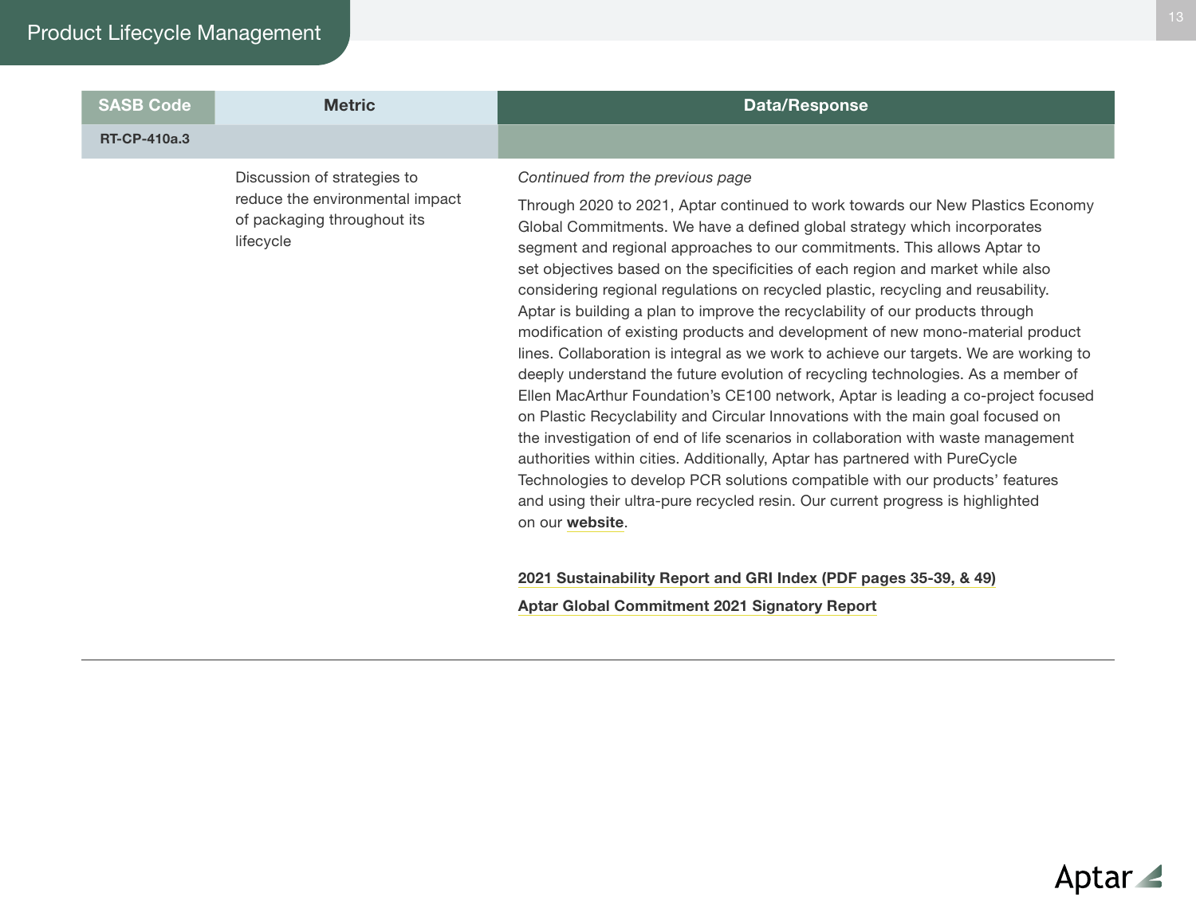# Product Lifecycle Management

| SASB Code | Metric | Data/Response |
|---|---|---|
| RT-CP-410a.3 | | |
| | Discussion of strategies to reduce the environmental impact of packaging throughout its lifecycle | *Continued from the previous page*<br><br>Through 2020 to 2021, Aptar continued to work towards our New Plastics Economy Global Commitments. We have a defined global strategy which incorporates segment and regional approaches to our commitments. This allows Aptar to set objectives based on the specificities of each region and market while also considering regional regulations on recycled plastic, recycling and reusability. Aptar is building a plan to improve the recyclability of our products through modification of existing products and development of new mono-material product lines. Collaboration is integral as we work to achieve our targets. We are working to deeply understand the future evolution of recycling technologies. As a member of Ellen MacArthur Foundation's CE100 network, Aptar is leading a co-project focused on Plastic Recyclability and Circular Innovations with the main goal focused on the investigation of end of life scenarios in collaboration with waste management authorities within cities. Additionally, Aptar has partnered with PureCycle Technologies to develop PCR solutions compatible with our products' features and using their ultra-pure recycled resin. Our current progress is highlighted on our **website**.<br><br>**2021 Sustainability Report and GRI Index (PDF pages 35-39, & 49)**<br><br>**Aptar Global Commitment 2021 Signatory Report** |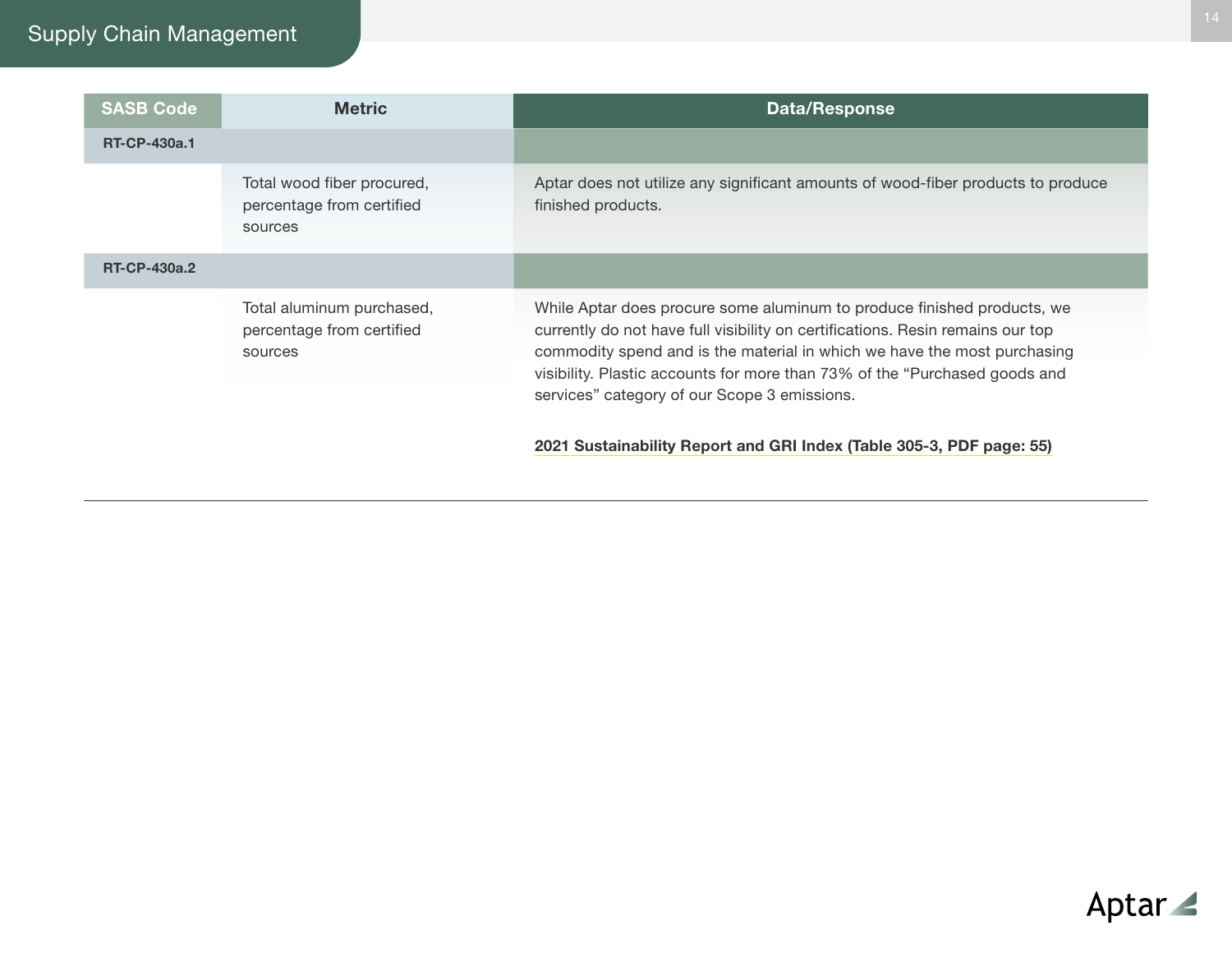## Supply Chain Management

| SASB Code | Metric | Data/Response |
|---|---|---|
| **RT-CP-430a.1** | | |
| | Total wood fiber procured, percentage from certified sources | Aptar does not utilize any significant amounts of wood-fiber products to produce finished products. |
| **RT-CP-430a.2** | | |
| | Total aluminum purchased, percentage from certified sources | While Aptar does procure some aluminum to produce finished products, we currently do not have full visibility on certifications. Resin remains our top commodity spend and is the material in which we have the most purchasing visibility. Plastic accounts for more than 73% of the "Purchased goods and services" category of our Scope 3 emissions.<br><br>**2021 Sustainability Report and GRI Index (Table 305-3, PDF page: 55)** |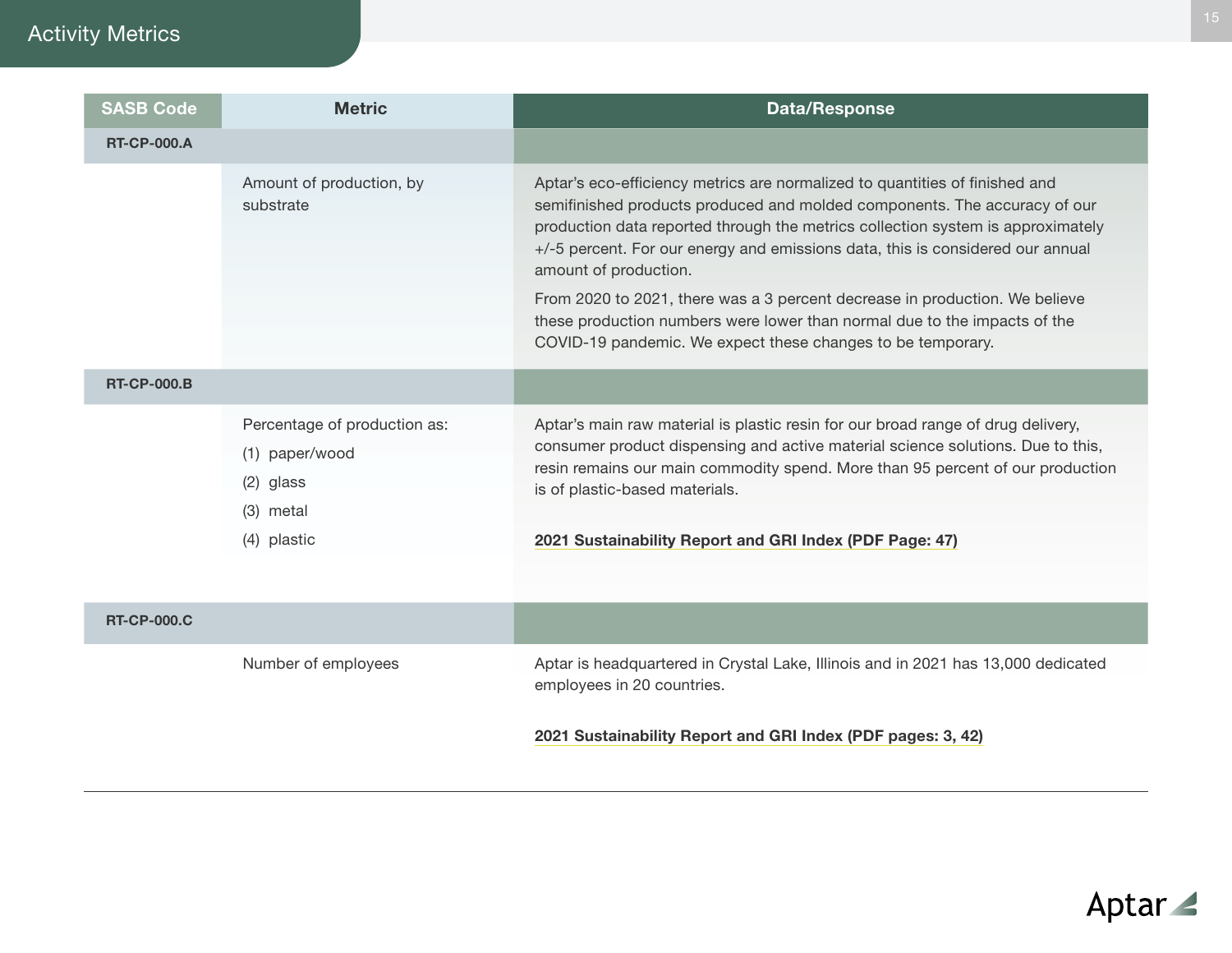# Activity Metrics

| SASB Code | Metric | Data/Response |
|---|---|---|
| **RT-CP-000.A** | | |
| | Amount of production, by substrate | Aptar's eco-efficiency metrics are normalized to quantities of finished and semifinished products produced and molded components. The accuracy of our production data reported through the metrics collection system is approximately +/-5 percent. For our energy and emissions data, this is considered our annual amount of production.<br><br>From 2020 to 2021, there was a 3 percent decrease in production. We believe these production numbers were lower than normal due to the impacts of the COVID-19 pandemic. We expect these changes to be temporary. |
| **RT-CP-000.B** | | |
| | Percentage of production as:<br>(1) paper/wood<br>(2) glass<br>(3) metal<br>(4) plastic | Aptar's main raw material is plastic resin for our broad range of drug delivery, consumer product dispensing and active material science solutions. Due to this, resin remains our main commodity spend. More than 95 percent of our production is of plastic-based materials.<br><br>**2021 Sustainability Report and GRI Index (PDF Page: 47)** |
| **RT-CP-000.C** | | |
| | Number of employees | Aptar is headquartered in Crystal Lake, Illinois and in 2021 has 13,000 dedicated employees in 20 countries.<br><br>**2021 Sustainability Report and GRI Index (PDF pages: 3, 42)** |